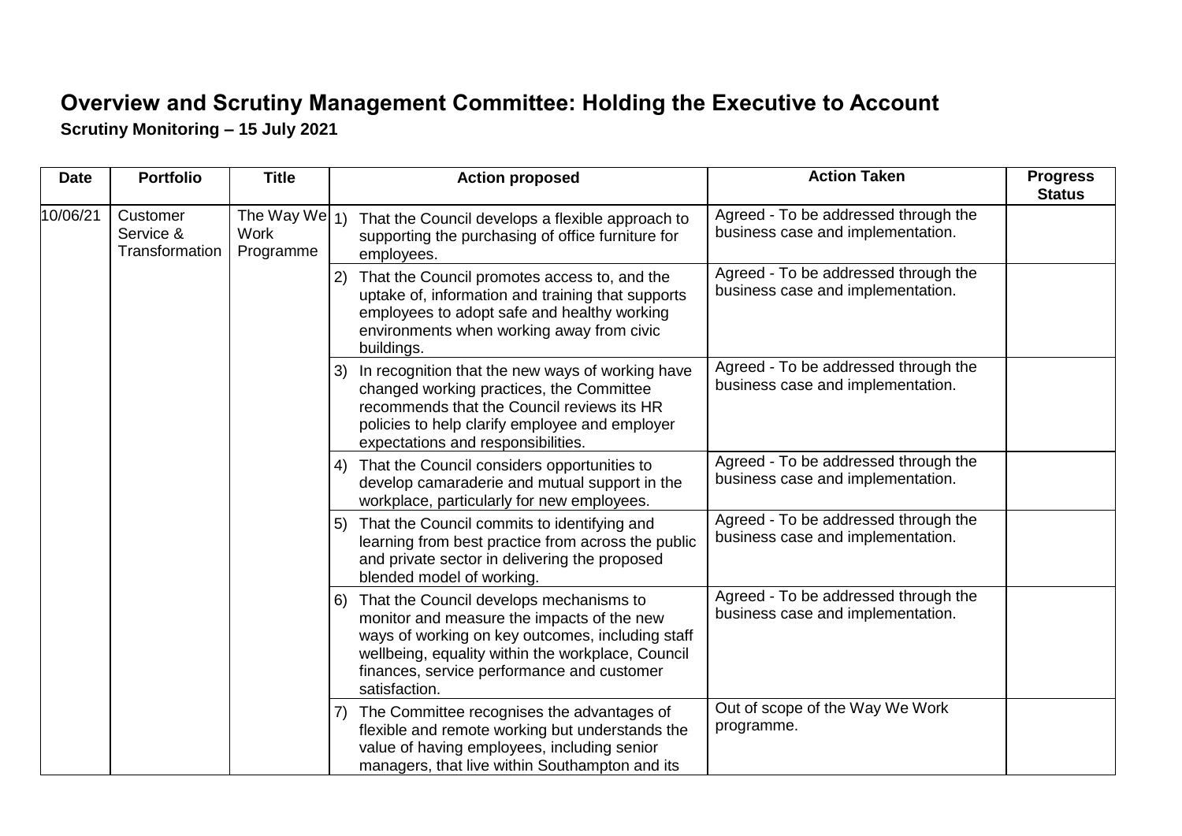# Overview and Scrutiny Management Committee: Holding the Executive to Account

**Scrutiny Monitoring – 15 July 2021**

| Date | Portfolio | Title | Action proposed | Action Taken | Progress Status |
|---|---|---|---|---|---|
| 10/06/21 | Customer Service & Transformation | The Way We Work Programme | 1) That the Council develops a flexible approach to supporting the purchasing of office furniture for employees. | Agreed - To be addressed through the business case and implementation. | |
| | | | 2) That the Council promotes access to, and the uptake of, information and training that supports employees to adopt safe and healthy working environments when working away from civic buildings. | Agreed - To be addressed through the business case and implementation. | |
| | | | 3) In recognition that the new ways of working have changed working practices, the Committee recommends that the Council reviews its HR policies to help clarify employee and employer expectations and responsibilities. | Agreed - To be addressed through the business case and implementation. | |
| | | | 4) That the Council considers opportunities to develop camaraderie and mutual support in the workplace, particularly for new employees. | Agreed - To be addressed through the business case and implementation. | |
| | | | 5) That the Council commits to identifying and learning from best practice from across the public and private sector in delivering the proposed blended model of working. | Agreed - To be addressed through the business case and implementation. | |
| | | | 6) That the Council develops mechanisms to monitor and measure the impacts of the new ways of working on key outcomes, including staff wellbeing, equality within the workplace, Council finances, service performance and customer satisfaction. | Agreed - To be addressed through the business case and implementation. | |
| | | | 7) The Committee recognises the advantages of flexible and remote working but understands the value of having employees, including senior managers, that live within Southampton and its | Out of scope of the Way We Work programme. | |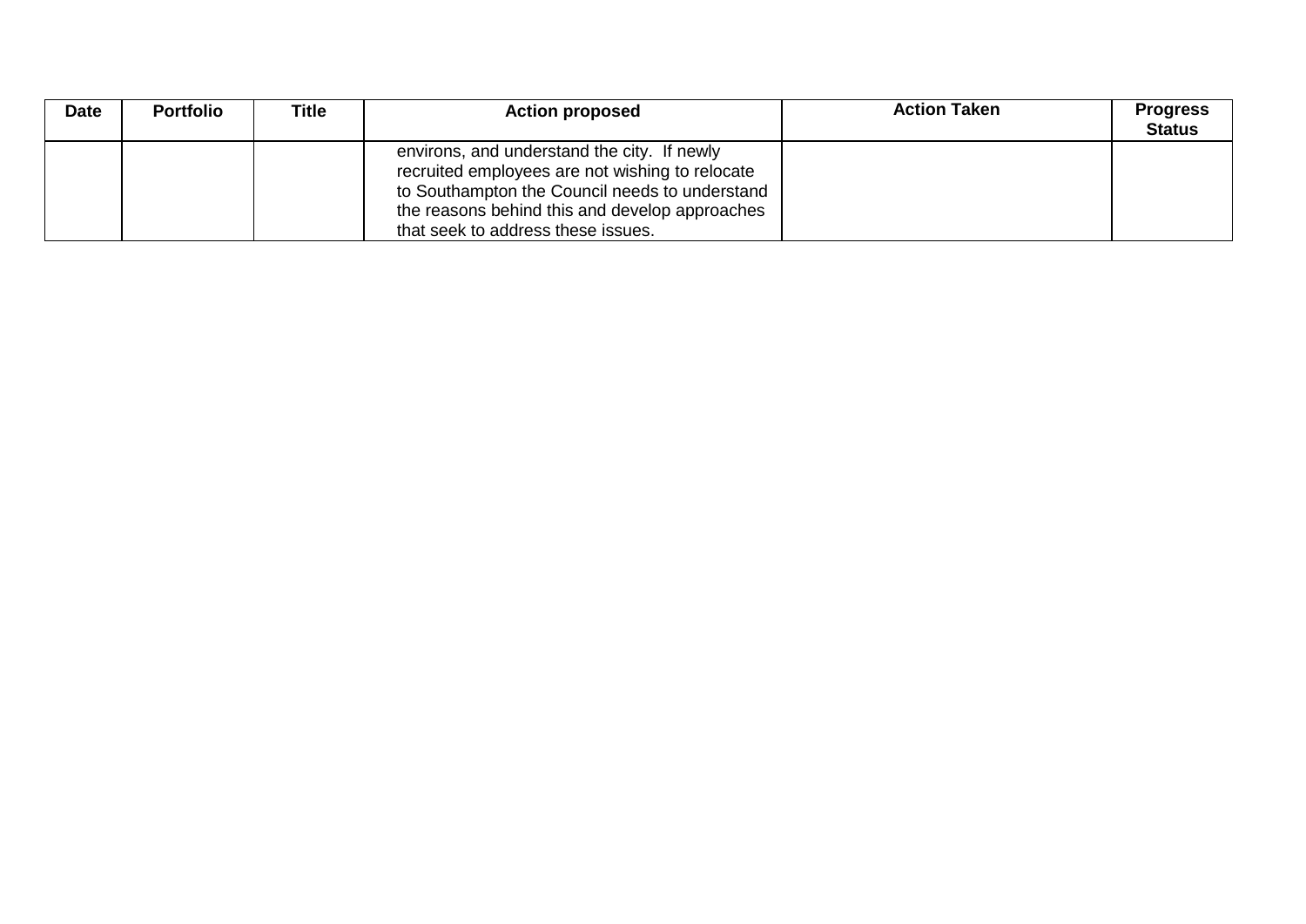| Date | Portfolio | Title | Action proposed | Action Taken | Progress Status |
| --- | --- | --- | --- | --- | --- |
| | | | environs, and understand the city. If newly recruited employees are not wishing to relocate to Southampton the Council needs to understand the reasons behind this and develop approaches that seek to address these issues. | | |